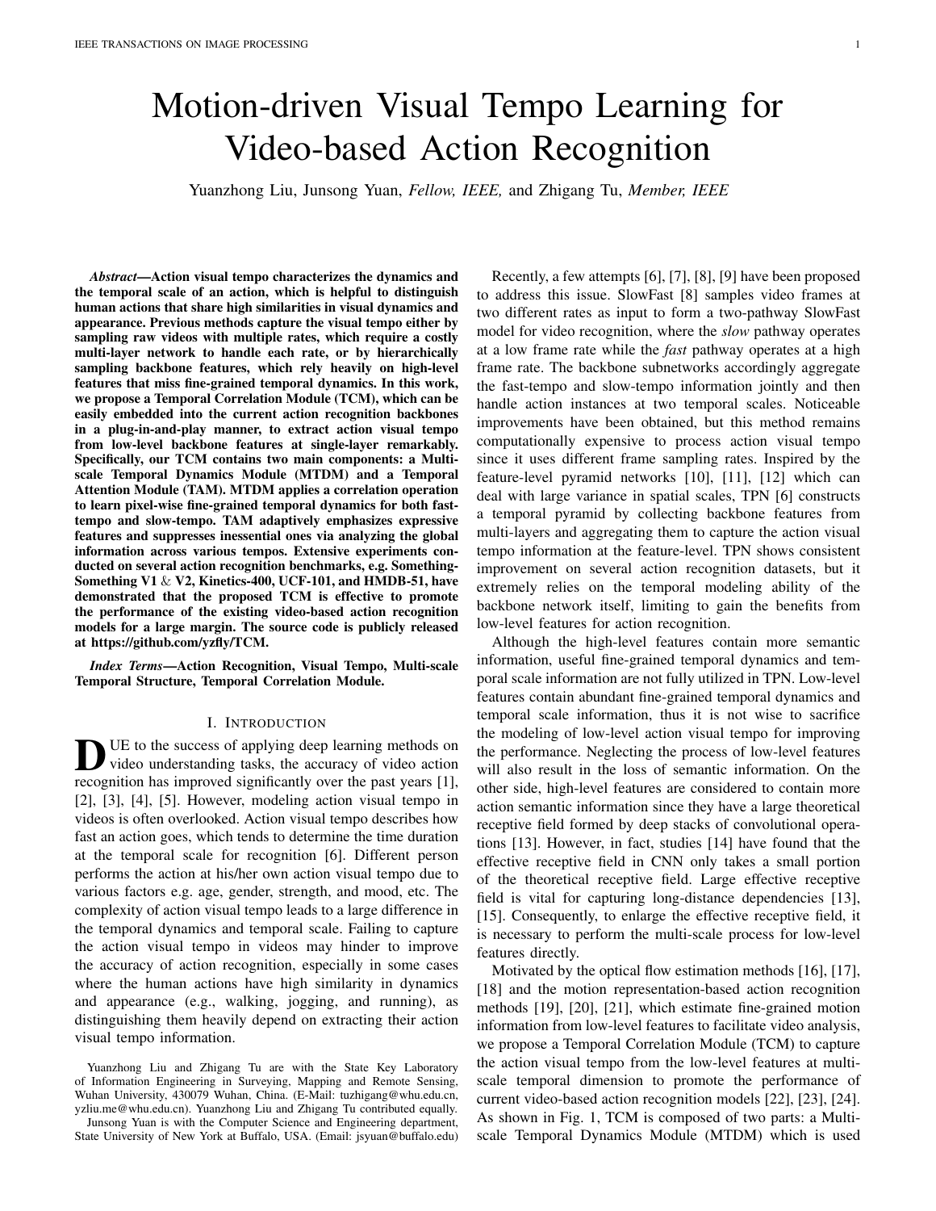# Motion-driven Visual Tempo Learning for Video-based Action Recognition

Yuanzhong Liu, Junsong Yuan, *Fellow, IEEE,* and Zhigang Tu, *Member, IEEE*

***Abstract*—Action visual tempo characterizes the dynamics and the temporal scale of an action, which is helpful to distinguish human actions that share high similarities in visual dynamics and appearance. Previous methods capture the visual tempo either by sampling raw videos with multiple rates, which require a costly multi-layer network to handle each rate, or by hierarchically sampling backbone features, which rely heavily on high-level features that miss fine-grained temporal dynamics. In this work, we propose a Temporal Correlation Module (TCM), which can be easily embedded into the current action recognition backbones in a plug-in-and-play manner, to extract action visual tempo from low-level backbone features at single-layer remarkably. Specifically, our TCM contains two main components: a Multi-scale Temporal Dynamics Module (MTDM) and a Temporal Attention Module (TAM). MTDM applies a correlation operation to learn pixel-wise fine-grained temporal dynamics for both fast-tempo and slow-tempo. TAM adaptively emphasizes expressive features and suppresses inessential ones via analyzing the global information across various tempos. Extensive experiments conducted on several action recognition benchmarks, e.g. Something-Something V1 & V2, Kinetics-400, UCF-101, and HMDB-51, have demonstrated that the proposed TCM is effective to promote the performance of the existing video-based action recognition models for a large margin. The source code is publicly released at https://github.com/yzfly/TCM.**

***Index Terms*—Action Recognition, Visual Tempo, Multi-scale Temporal Structure, Temporal Correlation Module.**

## I. Introduction

Due to the success of applying deep learning methods on video understanding tasks, the accuracy of video action recognition has improved significantly over the past years [1], [2], [3], [4], [5]. However, modeling action visual tempo in videos is often overlooked. Action visual tempo describes how fast an action goes, which tends to determine the time duration at the temporal scale for recognition [6]. Different person performs the action at his/her own action visual tempo due to various factors e.g. age, gender, strength, and mood, etc. The complexity of action visual tempo leads to a large difference in the temporal dynamics and temporal scale. Failing to capture the action visual tempo in videos may hinder to improve the accuracy of action recognition, especially in some cases where the human actions have high similarity in dynamics and appearance (e.g., walking, jogging, and running), as distinguishing them heavily depend on extracting their action visual tempo information.

Yuanzhong Liu and Zhigang Tu are with the State Key Laboratory of Information Engineering in Surveying, Mapping and Remote Sensing, Wuhan University, 430079 Wuhan, China. (E-Mail: tuzhigang@whu.edu.cn, yzliu.me@whu.edu.cn). Yuanzhong Liu and Zhigang Tu contributed equally.

Junsong Yuan is with the Computer Science and Engineering department, State University of New York at Buffalo, USA. (Email: jsyuan@buffalo.edu)

Recently, a few attempts [6], [7], [8], [9] have been proposed to address this issue. SlowFast [8] samples video frames at two different rates as input to form a two-pathway SlowFast model for video recognition, where the *slow* pathway operates at a low frame rate while the *fast* pathway operates at a high frame rate. The backbone subnetworks accordingly aggregate the fast-tempo and slow-tempo information jointly and then handle action instances at two temporal scales. Noticeable improvements have been obtained, but this method remains computationally expensive to process action visual tempo since it uses different frame sampling rates. Inspired by the feature-level pyramid networks [10], [11], [12] which can deal with large variance in spatial scales, TPN [6] constructs a temporal pyramid by collecting backbone features from multi-layers and aggregating them to capture the action visual tempo information at the feature-level. TPN shows consistent improvement on several action recognition datasets, but it extremely relies on the temporal modeling ability of the backbone network itself, limiting to gain the benefits from low-level features for action recognition.

Although the high-level features contain more semantic information, useful fine-grained temporal dynamics and temporal scale information are not fully utilized in TPN. Low-level features contain abundant fine-grained temporal dynamics and temporal scale information, thus it is not wise to sacrifice the modeling of low-level action visual tempo for improving the performance. Neglecting the process of low-level features will also result in the loss of semantic information. On the other side, high-level features are considered to contain more action semantic information since they have a large theoretical receptive field formed by deep stacks of convolutional operations [13]. However, in fact, studies [14] have found that the effective receptive field in CNN only takes a small portion of the theoretical receptive field. Large effective receptive field is vital for capturing long-distance dependencies [13], [15]. Consequently, to enlarge the effective receptive field, it is necessary to perform the multi-scale process for low-level features directly.

Motivated by the optical flow estimation methods [16], [17], [18] and the motion representation-based action recognition methods [19], [20], [21], which estimate fine-grained motion information from low-level features to facilitate video analysis, we propose a Temporal Correlation Module (TCM) to capture the action visual tempo from the low-level features at multi-scale temporal dimension to promote the performance of current video-based action recognition models [22], [23], [24]. As shown in Fig. 1, TCM is composed of two parts: a Multi-scale Temporal Dynamics Module (MTDM) which is used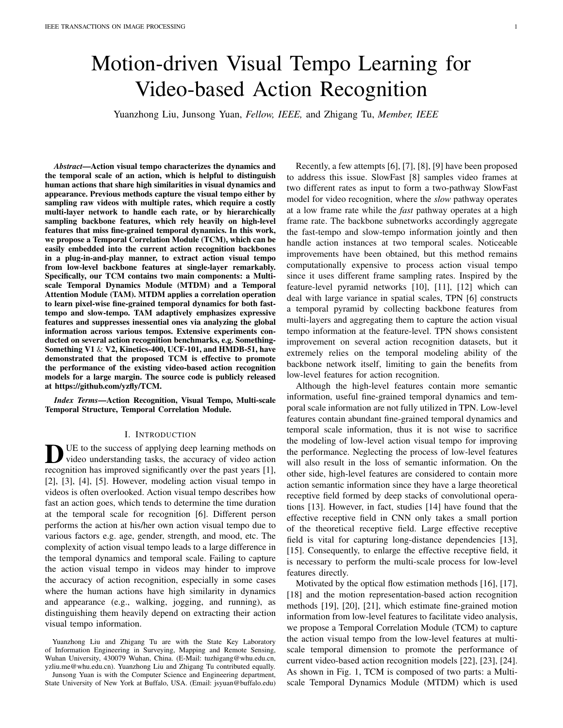# Motion-driven Visual Tempo Learning for Video-based Action Recognition

Yuanzhong Liu, Junsong Yuan, *Fellow, IEEE,* and Zhigang Tu, *Member, IEEE*

***Abstract*—Action visual tempo characterizes the dynamics and the temporal scale of an action, which is helpful to distinguish human actions that share high similarities in visual dynamics and appearance. Previous methods capture the visual tempo either by sampling raw videos with multiple rates, which require a costly multi-layer network to handle each rate, or by hierarchically sampling backbone features, which rely heavily on high-level features that miss fine-grained temporal dynamics. In this work, we propose a Temporal Correlation Module (TCM), which can be easily embedded into the current action recognition backbones in a plug-in-and-play manner, to extract action visual tempo from low-level backbone features at single-layer remarkably. Specifically, our TCM contains two main components: a Multi-scale Temporal Dynamics Module (MTDM) and a Temporal Attention Module (TAM). MTDM applies a correlation operation to learn pixel-wise fine-grained temporal dynamics for both fast-tempo and slow-tempo. TAM adaptively emphasizes expressive features and suppresses inessential ones via analyzing the global information across various tempos. Extensive experiments conducted on several action recognition benchmarks, e.g. Something-Something V1 & V2, Kinetics-400, UCF-101, and HMDB-51, have demonstrated that the proposed TCM is effective to promote the performance of the existing video-based action recognition models for a large margin. The source code is publicly released at https://github.com/yzfly/TCM.**

***Index Terms*—Action Recognition, Visual Tempo, Multi-scale Temporal Structure, Temporal Correlation Module.**

## I. Introduction

Due to the success of applying deep learning methods on video understanding tasks, the accuracy of video action recognition has improved significantly over the past years [1], [2], [3], [4], [5]. However, modeling action visual tempo in videos is often overlooked. Action visual tempo describes how fast an action goes, which tends to determine the time duration at the temporal scale for recognition [6]. Different person performs the action at his/her own action visual tempo due to various factors e.g. age, gender, strength, and mood, etc. The complexity of action visual tempo leads to a large difference in the temporal dynamics and temporal scale. Failing to capture the action visual tempo in videos may hinder to improve the accuracy of action recognition, especially in some cases where the human actions have high similarity in dynamics and appearance (e.g., walking, jogging, and running), as distinguishing them heavily depend on extracting their action visual tempo information.

Yuanzhong Liu and Zhigang Tu are with the State Key Laboratory of Information Engineering in Surveying, Mapping and Remote Sensing, Wuhan University, 430079 Wuhan, China. (E-Mail: tuzhigang@whu.edu.cn, yzliu.me@whu.edu.cn). Yuanzhong Liu and Zhigang Tu contributed equally.

Junsong Yuan is with the Computer Science and Engineering department, State University of New York at Buffalo, USA. (Email: jsyuan@buffalo.edu)

Recently, a few attempts [6], [7], [8], [9] have been proposed to address this issue. SlowFast [8] samples video frames at two different rates as input to form a two-pathway SlowFast model for video recognition, where the *slow* pathway operates at a low frame rate while the *fast* pathway operates at a high frame rate. The backbone subnetworks accordingly aggregate the fast-tempo and slow-tempo information jointly and then handle action instances at two temporal scales. Noticeable improvements have been obtained, but this method remains computationally expensive to process action visual tempo since it uses different frame sampling rates. Inspired by the feature-level pyramid networks [10], [11], [12] which can deal with large variance in spatial scales, TPN [6] constructs a temporal pyramid by collecting backbone features from multi-layers and aggregating them to capture the action visual tempo information at the feature-level. TPN shows consistent improvement on several action recognition datasets, but it extremely relies on the temporal modeling ability of the backbone network itself, limiting to gain the benefits from low-level features for action recognition.

Although the high-level features contain more semantic information, useful fine-grained temporal dynamics and temporal scale information are not fully utilized in TPN. Low-level features contain abundant fine-grained temporal dynamics and temporal scale information, thus it is not wise to sacrifice the modeling of low-level action visual tempo for improving the performance. Neglecting the process of low-level features will also result in the loss of semantic information. On the other side, high-level features are considered to contain more action semantic information since they have a large theoretical receptive field formed by deep stacks of convolutional operations [13]. However, in fact, studies [14] have found that the effective receptive field in CNN only takes a small portion of the theoretical receptive field. Large effective receptive field is vital for capturing long-distance dependencies [13], [15]. Consequently, to enlarge the effective receptive field, it is necessary to perform the multi-scale process for low-level features directly.

Motivated by the optical flow estimation methods [16], [17], [18] and the motion representation-based action recognition methods [19], [20], [21], which estimate fine-grained motion information from low-level features to facilitate video analysis, we propose a Temporal Correlation Module (TCM) to capture the action visual tempo from the low-level features at multi-scale temporal dimension to promote the performance of current video-based action recognition models [22], [23], [24]. As shown in Fig. 1, TCM is composed of two parts: a Multi-scale Temporal Dynamics Module (MTDM) which is used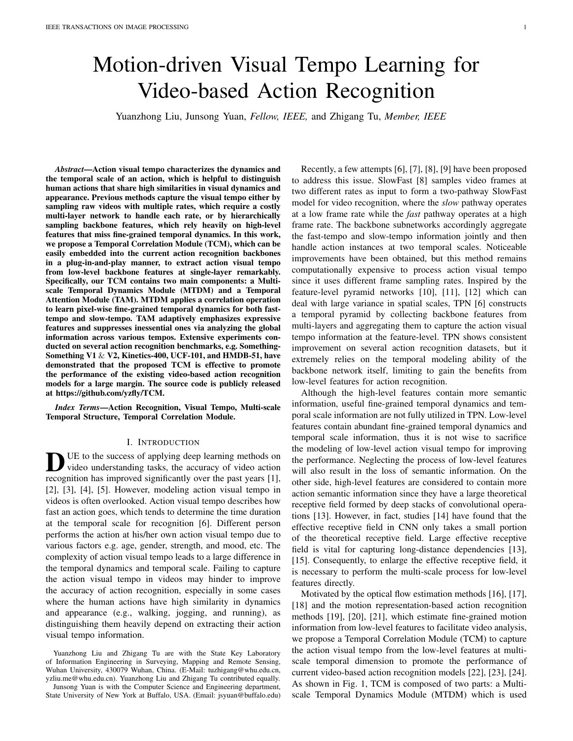# Motion-driven Visual Tempo Learning for Video-based Action Recognition

Yuanzhong Liu, Junsong Yuan, *Fellow, IEEE,* and Zhigang Tu, *Member, IEEE*

***Abstract*—Action visual tempo characterizes the dynamics and the temporal scale of an action, which is helpful to distinguish human actions that share high similarities in visual dynamics and appearance. Previous methods capture the visual tempo either by sampling raw videos with multiple rates, which require a costly multi-layer network to handle each rate, or by hierarchically sampling backbone features, which rely heavily on high-level features that miss fine-grained temporal dynamics. In this work, we propose a Temporal Correlation Module (TCM), which can be easily embedded into the current action recognition backbones in a plug-in-and-play manner, to extract action visual tempo from low-level backbone features at single-layer remarkably. Specifically, our TCM contains two main components: a Multi-scale Temporal Dynamics Module (MTDM) and a Temporal Attention Module (TAM). MTDM applies a correlation operation to learn pixel-wise fine-grained temporal dynamics for both fast-tempo and slow-tempo. TAM adaptively emphasizes expressive features and suppresses inessential ones via analyzing the global information across various tempos. Extensive experiments conducted on several action recognition benchmarks, e.g. Something-Something V1 & V2, Kinetics-400, UCF-101, and HMDB-51, have demonstrated that the proposed TCM is effective to promote the performance of the existing video-based action recognition models for a large margin. The source code is publicly released at https://github.com/yzfly/TCM.**

***Index Terms*—Action Recognition, Visual Tempo, Multi-scale Temporal Structure, Temporal Correlation Module.**

## I. INTRODUCTION

DUE to the success of applying deep learning methods on video understanding tasks, the accuracy of video action recognition has improved significantly over the past years [1], [2], [3], [4], [5]. However, modeling action visual tempo in videos is often overlooked. Action visual tempo describes how fast an action goes, which tends to determine the time duration at the temporal scale for recognition [6]. Different person performs the action at his/her own action visual tempo due to various factors e.g. age, gender, strength, and mood, etc. The complexity of action visual tempo leads to a large difference in the temporal dynamics and temporal scale. Failing to capture the action visual tempo in videos may hinder to improve the accuracy of action recognition, especially in some cases where the human actions have high similarity in dynamics and appearance (e.g., walking, jogging, and running), as distinguishing them heavily depend on extracting their action visual tempo information.

Recently, a few attempts [6], [7], [8], [9] have been proposed to address this issue. SlowFast [8] samples video frames at two different rates as input to form a two-pathway SlowFast model for video recognition, where the *slow* pathway operates at a low frame rate while the *fast* pathway operates at a high frame rate. The backbone subnetworks accordingly aggregate the fast-tempo and slow-tempo information jointly and then handle action instances at two temporal scales. Noticeable improvements have been obtained, but this method remains computationally expensive to process action visual tempo since it uses different frame sampling rates. Inspired by the feature-level pyramid networks [10], [11], [12] which can deal with large variance in spatial scales, TPN [6] constructs a temporal pyramid by collecting backbone features from multi-layers and aggregating them to capture the action visual tempo information at the feature-level. TPN shows consistent improvement on several action recognition datasets, but it extremely relies on the temporal modeling ability of the backbone network itself, limiting to gain the benefits from low-level features for action recognition.

Although the high-level features contain more semantic information, useful fine-grained temporal dynamics and temporal scale information are not fully utilized in TPN. Low-level features contain abundant fine-grained temporal dynamics and temporal scale information, thus it is not wise to sacrifice the modeling of low-level action visual tempo for improving the performance. Neglecting the process of low-level features will also result in the loss of semantic information. On the other side, high-level features are considered to contain more action semantic information since they have a large theoretical receptive field formed by deep stacks of convolutional operations [13]. However, in fact, studies [14] have found that the effective receptive field in CNN only takes a small portion of the theoretical receptive field. Large effective receptive field is vital for capturing long-distance dependencies [13], [15]. Consequently, to enlarge the effective receptive field, it is necessary to perform the multi-scale process for low-level features directly.

Motivated by the optical flow estimation methods [16], [17], [18] and the motion representation-based action recognition methods [19], [20], [21], which estimate fine-grained motion information from low-level features to facilitate video analysis, we propose a Temporal Correlation Module (TCM) to capture the action visual tempo from the low-level features at multi-scale temporal dimension to promote the performance of current video-based action recognition models [22], [23], [24]. As shown in Fig. 1, TCM is composed of two parts: a Multi-scale Temporal Dynamics Module (MTDM) which is used

Yuanzhong Liu and Zhigang Tu are with the State Key Laboratory of Information Engineering in Surveying, Mapping and Remote Sensing, Wuhan University, 430079 Wuhan, China. (E-Mail: tuzhigang@whu.edu.cn, yzliu.me@whu.edu.cn). Yuanzhong Liu and Zhigang Tu contributed equally.

Junsong Yuan is with the Computer Science and Engineering department, State University of New York at Buffalo, USA. (Email: jsyuan@buffalo.edu)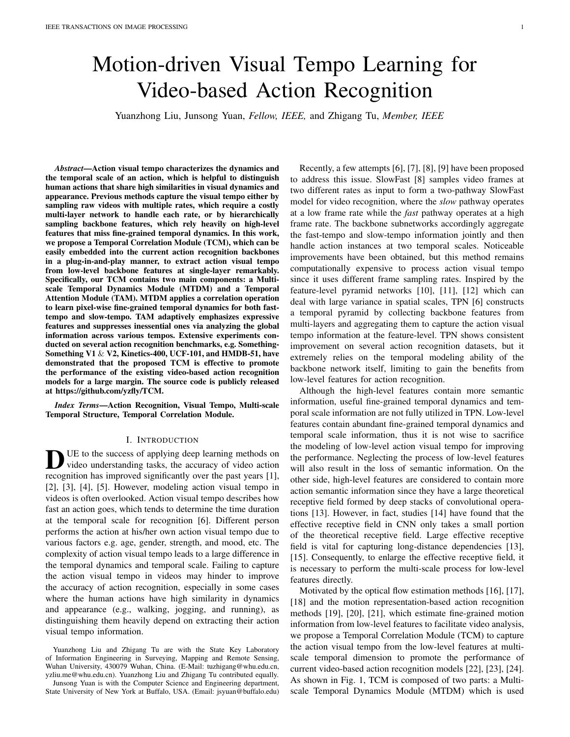# Motion-driven Visual Tempo Learning for Video-based Action Recognition

Yuanzhong Liu, Junsong Yuan, *Fellow, IEEE,* and Zhigang Tu, *Member, IEEE*

***Abstract*—Action visual tempo characterizes the dynamics and the temporal scale of an action, which is helpful to distinguish human actions that share high similarities in visual dynamics and appearance. Previous methods capture the visual tempo either by sampling raw videos with multiple rates, which require a costly multi-layer network to handle each rate, or by hierarchically sampling backbone features, which rely heavily on high-level features that miss fine-grained temporal dynamics. In this work, we propose a Temporal Correlation Module (TCM), which can be easily embedded into the current action recognition backbones in a plug-in-and-play manner, to extract action visual tempo from low-level backbone features at single-layer remarkably. Specifically, our TCM contains two main components: a Multi-scale Temporal Dynamics Module (MTDM) and a Temporal Attention Module (TAM). MTDM applies a correlation operation to learn pixel-wise fine-grained temporal dynamics for both fast-tempo and slow-tempo. TAM adaptively emphasizes expressive features and suppresses inessential ones via analyzing the global information across various tempos. Extensive experiments conducted on several action recognition benchmarks, e.g. Something-Something V1 & V2, Kinetics-400, UCF-101, and HMDB-51, have demonstrated that the proposed TCM is effective to promote the performance of the existing video-based action recognition models for a large margin. The source code is publicly released at https://github.com/yzfly/TCM.***

***Index Terms*—Action Recognition, Visual Tempo, Multi-scale Temporal Structure, Temporal Correlation Module.**

## I. INTRODUCTION

Due to the success of applying deep learning methods on video understanding tasks, the accuracy of video action recognition has improved significantly over the past years [1], [2], [3], [4], [5]. However, modeling action visual tempo in videos is often overlooked. Action visual tempo describes how fast an action goes, which tends to determine the time duration at the temporal scale for recognition [6]. Different person performs the action at his/her own action visual tempo due to various factors e.g. age, gender, strength, and mood, etc. The complexity of action visual tempo leads to a large difference in the temporal dynamics and temporal scale. Failing to capture the action visual tempo in videos may hinder to improve the accuracy of action recognition, especially in some cases where the human actions have high similarity in dynamics and appearance (e.g., walking, jogging, and running), as distinguishing them heavily depend on extracting their action visual tempo information.

Recently, a few attempts [6], [7], [8], [9] have been proposed to address this issue. SlowFast [8] samples video frames at two different rates as input to form a two-pathway SlowFast model for video recognition, where the *slow* pathway operates at a low frame rate while the *fast* pathway operates at a high frame rate. The backbone subnetworks accordingly aggregate the fast-tempo and slow-tempo information jointly and then handle action instances at two temporal scales. Noticeable improvements have been obtained, but this method remains computationally expensive to process action visual tempo since it uses different frame sampling rates. Inspired by the feature-level pyramid networks [10], [11], [12] which can deal with large variance in spatial scales, TPN [6] constructs a temporal pyramid by collecting backbone features from multi-layers and aggregating them to capture the action visual tempo information at the feature-level. TPN shows consistent improvement on several action recognition datasets, but it extremely relies on the temporal modeling ability of the backbone network itself, limiting to gain the benefits from low-level features for action recognition.

Although the high-level features contain more semantic information, useful fine-grained temporal dynamics and temporal scale information are not fully utilized in TPN. Low-level features contain abundant fine-grained temporal dynamics and temporal scale information, thus it is not wise to sacrifice the modeling of low-level action visual tempo for improving the performance. Neglecting the process of low-level features will also result in the loss of semantic information. On the other side, high-level features are considered to contain more action semantic information since they have a large theoretical receptive field formed by deep stacks of convolutional operations [13]. However, in fact, studies [14] have found that the effective receptive field in CNN only takes a small portion of the theoretical receptive field. Large effective receptive field is vital for capturing long-distance dependencies [13], [15]. Consequently, to enlarge the effective receptive field, it is necessary to perform the multi-scale process for low-level features directly.

Motivated by the optical flow estimation methods [16], [17], [18] and the motion representation-based action recognition methods [19], [20], [21], which estimate fine-grained motion information from low-level features to facilitate video analysis, we propose a Temporal Correlation Module (TCM) to capture the action visual tempo from the low-level features at multi-scale temporal dimension to promote the performance of current video-based action recognition models [22], [23], [24]. As shown in Fig. 1, TCM is composed of two parts: a Multi-scale Temporal Dynamics Module (MTDM) which is used

Yuanzhong Liu and Zhigang Tu are with the State Key Laboratory of Information Engineering in Surveying, Mapping and Remote Sensing, Wuhan University, 430079 Wuhan, China. (E-Mail: tuzhigang@whu.edu.cn, yzliu.me@whu.edu.cn). Yuanzhong Liu and Zhigang Tu contributed equally.

Junsong Yuan is with the Computer Science and Engineering department, State University of New York at Buffalo, USA. (Email: jsyuan@buffalo.edu)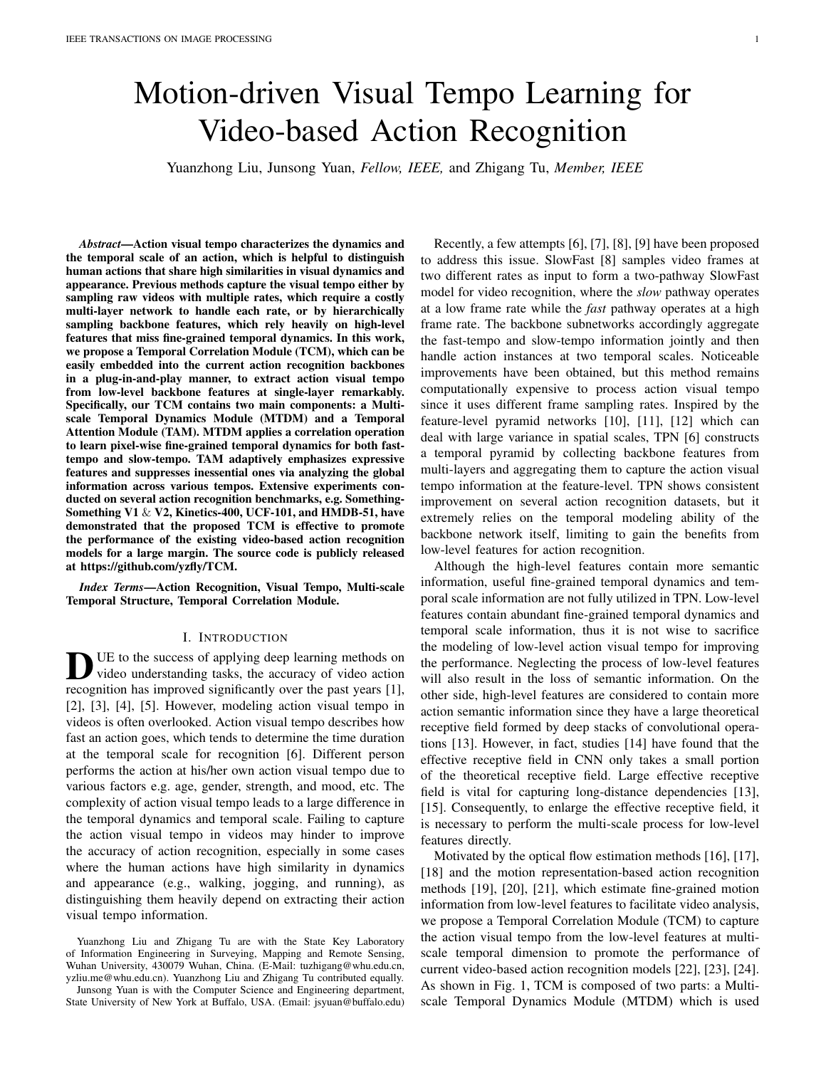# Motion-driven Visual Tempo Learning for Video-based Action Recognition

Yuanzhong Liu, Junsong Yuan, *Fellow, IEEE,* and Zhigang Tu, *Member, IEEE*

***Abstract*—Action visual tempo characterizes the dynamics and the temporal scale of an action, which is helpful to distinguish human actions that share high similarities in visual dynamics and appearance. Previous methods capture the visual tempo either by sampling raw videos with multiple rates, which require a costly multi-layer network to handle each rate, or by hierarchically sampling backbone features, which rely heavily on high-level features that miss fine-grained temporal dynamics. In this work, we propose a Temporal Correlation Module (TCM), which can be easily embedded into the current action recognition backbones in a plug-in-and-play manner, to extract action visual tempo from low-level backbone features at single-layer remarkably. Specifically, our TCM contains two main components: a Multi-scale Temporal Dynamics Module (MTDM) and a Temporal Attention Module (TAM). MTDM applies a correlation operation to learn pixel-wise fine-grained temporal dynamics for both fast-tempo and slow-tempo. TAM adaptively emphasizes expressive features and suppresses inessential ones via analyzing the global information across various tempos. Extensive experiments conducted on several action recognition benchmarks, e.g. Something-Something V1 & V2, Kinetics-400, UCF-101, and HMDB-51, have demonstrated that the proposed TCM is effective to promote the performance of the existing video-based action recognition models for a large margin. The source code is publicly released at https://github.com/yzfly/TCM.**

***Index Terms*—Action Recognition, Visual Tempo, Multi-scale Temporal Structure, Temporal Correlation Module.**

## I. Introduction

Due to the success of applying deep learning methods on video understanding tasks, the accuracy of video action recognition has improved significantly over the past years [1], [2], [3], [4], [5]. However, modeling action visual tempo in videos is often overlooked. Action visual tempo describes how fast an action goes, which tends to determine the time duration at the temporal scale for recognition [6]. Different person performs the action at his/her own action visual tempo due to various factors e.g. age, gender, strength, and mood, etc. The complexity of action visual tempo leads to a large difference in the temporal dynamics and temporal scale. Failing to capture the action visual tempo in videos may hinder to improve the accuracy of action recognition, especially in some cases where the human actions have high similarity in dynamics and appearance (e.g., walking, jogging, and running), as distinguishing them heavily depend on extracting their action visual tempo information.

Yuanzhong Liu and Zhigang Tu are with the State Key Laboratory of Information Engineering in Surveying, Mapping and Remote Sensing, Wuhan University, 430079 Wuhan, China. (E-Mail: tuzhigang@whu.edu.cn, yzliu.me@whu.edu.cn). Yuanzhong Liu and Zhigang Tu contributed equally.

Junsong Yuan is with the Computer Science and Engineering department, State University of New York at Buffalo, USA. (Email: jsyuan@buffalo.edu)

Recently, a few attempts [6], [7], [8], [9] have been proposed to address this issue. SlowFast [8] samples video frames at two different rates as input to form a two-pathway SlowFast model for video recognition, where the *slow* pathway operates at a low frame rate while the *fast* pathway operates at a high frame rate. The backbone subnetworks accordingly aggregate the fast-tempo and slow-tempo information jointly and then handle action instances at two temporal scales. Noticeable improvements have been obtained, but this method remains computationally expensive to process action visual tempo since it uses different frame sampling rates. Inspired by the feature-level pyramid networks [10], [11], [12] which can deal with large variance in spatial scales, TPN [6] constructs a temporal pyramid by collecting backbone features from multi-layers and aggregating them to capture the action visual tempo information at the feature-level. TPN shows consistent improvement on several action recognition datasets, but it extremely relies on the temporal modeling ability of the backbone network itself, limiting to gain the benefits from low-level features for action recognition.

Although the high-level features contain more semantic information, useful fine-grained temporal dynamics and temporal scale information are not fully utilized in TPN. Low-level features contain abundant fine-grained temporal dynamics and temporal scale information, thus it is not wise to sacrifice the modeling of low-level action visual tempo for improving the performance. Neglecting the process of low-level features will also result in the loss of semantic information. On the other side, high-level features are considered to contain more action semantic information since they have a large theoretical receptive field formed by deep stacks of convolutional operations [13]. However, in fact, studies [14] have found that the effective receptive field in CNN only takes a small portion of the theoretical receptive field. Large effective receptive field is vital for capturing long-distance dependencies [13], [15]. Consequently, to enlarge the effective receptive field, it is necessary to perform the multi-scale process for low-level features directly.

Motivated by the optical flow estimation methods [16], [17], [18] and the motion representation-based action recognition methods [19], [20], [21], which estimate fine-grained motion information from low-level features to facilitate video analysis, we propose a Temporal Correlation Module (TCM) to capture the action visual tempo from the low-level features at multi-scale temporal dimension to promote the performance of current video-based action recognition models [22], [23], [24]. As shown in Fig. 1, TCM is composed of two parts: a Multi-scale Temporal Dynamics Module (MTDM) which is used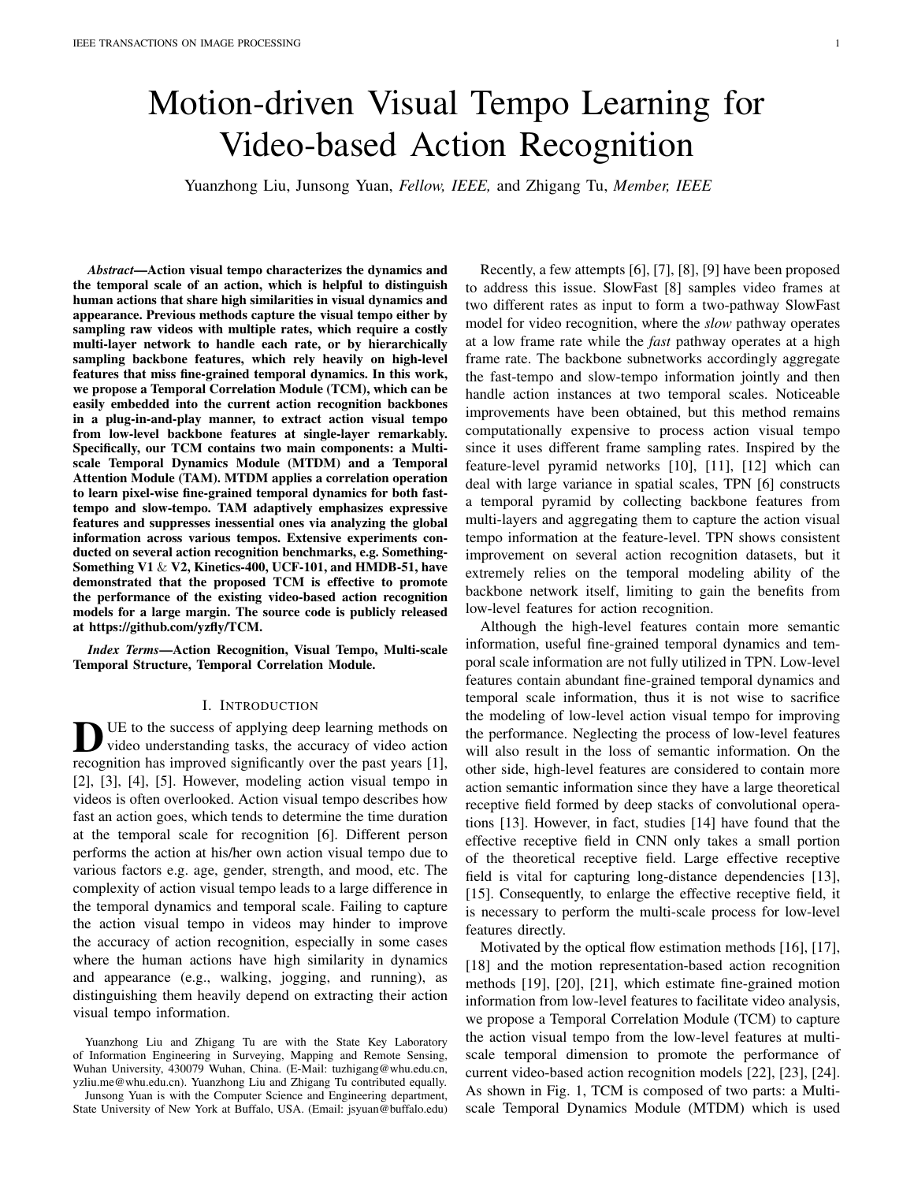# Motion-driven Visual Tempo Learning for Video-based Action Recognition

Yuanzhong Liu, Junsong Yuan, *Fellow, IEEE,* and Zhigang Tu, *Member, IEEE*

***Abstract*—Action visual tempo characterizes the dynamics and the temporal scale of an action, which is helpful to distinguish human actions that share high similarities in visual dynamics and appearance. Previous methods capture the visual tempo either by sampling raw videos with multiple rates, which require a costly multi-layer network to handle each rate, or by hierarchically sampling backbone features, which rely heavily on high-level features that miss fine-grained temporal dynamics. In this work, we propose a Temporal Correlation Module (TCM), which can be easily embedded into the current action recognition backbones in a plug-in-and-play manner, to extract action visual tempo from low-level backbone features at single-layer remarkably. Specifically, our TCM contains two main components: a Multi-scale Temporal Dynamics Module (MTDM) and a Temporal Attention Module (TAM). MTDM applies a correlation operation to learn pixel-wise fine-grained temporal dynamics for both fast-tempo and slow-tempo. TAM adaptively emphasizes expressive features and suppresses inessential ones via analyzing the global information across various tempos. Extensive experiments conducted on several action recognition benchmarks, e.g. Something-Something V1 & V2, Kinetics-400, UCF-101, and HMDB-51, have demonstrated that the proposed TCM is effective to promote the performance of the existing video-based action recognition models for a large margin. The source code is publicly released at https://github.com/yzfly/TCM.**

***Index Terms*—Action Recognition, Visual Tempo, Multi-scale Temporal Structure, Temporal Correlation Module.**

## I. Introduction

Due to the success of applying deep learning methods on video understanding tasks, the accuracy of video action recognition has improved significantly over the past years [1], [2], [3], [4], [5]. However, modeling action visual tempo in videos is often overlooked. Action visual tempo describes how fast an action goes, which tends to determine the time duration at the temporal scale for recognition [6]. Different person performs the action at his/her own action visual tempo due to various factors e.g. age, gender, strength, and mood, etc. The complexity of action visual tempo leads to a large difference in the temporal dynamics and temporal scale. Failing to capture the action visual tempo in videos may hinder to improve the accuracy of action recognition, especially in some cases where the human actions have high similarity in dynamics and appearance (e.g., walking, jogging, and running), as distinguishing them heavily depend on extracting their action visual tempo information.

Yuanzhong Liu and Zhigang Tu are with the State Key Laboratory of Information Engineering in Surveying, Mapping and Remote Sensing, Wuhan University, 430079 Wuhan, China. (E-Mail: tuzhigang@whu.edu.cn, yzliu.me@whu.edu.cn). Yuanzhong Liu and Zhigang Tu contributed equally.

Junsong Yuan is with the Computer Science and Engineering department, State University of New York at Buffalo, USA. (Email: jsyuan@buffalo.edu)

Recently, a few attempts [6], [7], [8], [9] have been proposed to address this issue. SlowFast [8] samples video frames at two different rates as input to form a two-pathway SlowFast model for video recognition, where the *slow* pathway operates at a low frame rate while the *fast* pathway operates at a high frame rate. The backbone subnetworks accordingly aggregate the fast-tempo and slow-tempo information jointly and then handle action instances at two temporal scales. Noticeable improvements have been obtained, but this method remains computationally expensive to process action visual tempo since it uses different frame sampling rates. Inspired by the feature-level pyramid networks [10], [11], [12] which can deal with large variance in spatial scales, TPN [6] constructs a temporal pyramid by collecting backbone features from multi-layers and aggregating them to capture the action visual tempo information at the feature-level. TPN shows consistent improvement on several action recognition datasets, but it extremely relies on the temporal modeling ability of the backbone network itself, limiting to gain the benefits from low-level features for action recognition.

Although the high-level features contain more semantic information, useful fine-grained temporal dynamics and temporal scale information are not fully utilized in TPN. Low-level features contain abundant fine-grained temporal dynamics and temporal scale information, thus it is not wise to sacrifice the modeling of low-level action visual tempo for improving the performance. Neglecting the process of low-level features will also result in the loss of semantic information. On the other side, high-level features are considered to contain more action semantic information since they have a large theoretical receptive field formed by deep stacks of convolutional operations [13]. However, in fact, studies [14] have found that the effective receptive field in CNN only takes a small portion of the theoretical receptive field. Large effective receptive field is vital for capturing long-distance dependencies [13], [15]. Consequently, to enlarge the effective receptive field, it is necessary to perform the multi-scale process for low-level features directly.

Motivated by the optical flow estimation methods [16], [17], [18] and the motion representation-based action recognition methods [19], [20], [21], which estimate fine-grained motion information from low-level features to facilitate video analysis, we propose a Temporal Correlation Module (TCM) to capture the action visual tempo from the low-level features at multi-scale temporal dimension to promote the performance of current video-based action recognition models [22], [23], [24]. As shown in Fig. 1, TCM is composed of two parts: a Multi-scale Temporal Dynamics Module (MTDM) which is used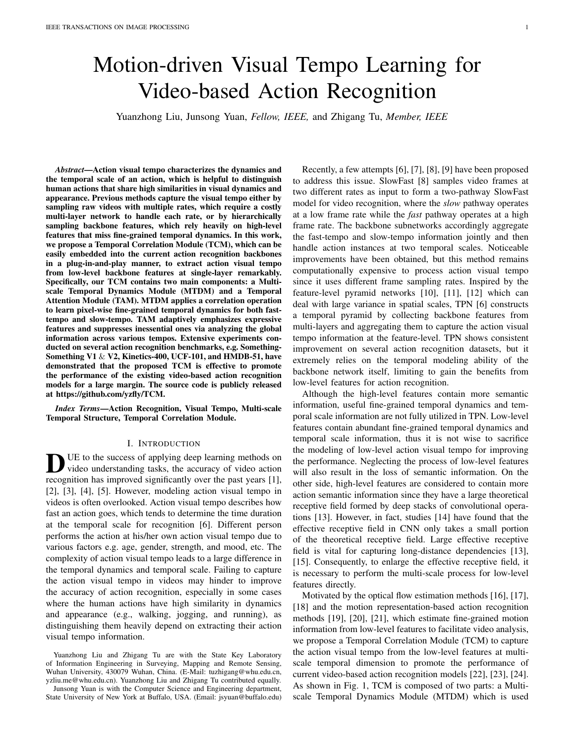# Motion-driven Visual Tempo Learning for Video-based Action Recognition

Yuanzhong Liu, Junsong Yuan, *Fellow, IEEE,* and Zhigang Tu, *Member, IEEE*

***Abstract*—Action visual tempo characterizes the dynamics and the temporal scale of an action, which is helpful to distinguish human actions that share high similarities in visual dynamics and appearance. Previous methods capture the visual tempo either by sampling raw videos with multiple rates, which require a costly multi-layer network to handle each rate, or by hierarchically sampling backbone features, which rely heavily on high-level features that miss fine-grained temporal dynamics. In this work, we propose a Temporal Correlation Module (TCM), which can be easily embedded into the current action recognition backbones in a plug-in-and-play manner, to extract action visual tempo from low-level backbone features at single-layer remarkably. Specifically, our TCM contains two main components: a Multi-scale Temporal Dynamics Module (MTDM) and a Temporal Attention Module (TAM). MTDM applies a correlation operation to learn pixel-wise fine-grained temporal dynamics for both fast-tempo and slow-tempo. TAM adaptively emphasizes expressive features and suppresses inessential ones via analyzing the global information across various tempos. Extensive experiments conducted on several action recognition benchmarks, e.g. Something-Something V1 & V2, Kinetics-400, UCF-101, and HMDB-51, have demonstrated that the proposed TCM is effective to promote the performance of the existing video-based action recognition models for a large margin. The source code is publicly released at https://github.com/yzfly/TCM.***

***Index Terms*—Action Recognition, Visual Tempo, Multi-scale Temporal Structure, Temporal Correlation Module.**

## I. Introduction

DUE to the success of applying deep learning methods on video understanding tasks, the accuracy of video action recognition has improved significantly over the past years [1], [2], [3], [4], [5]. However, modeling action visual tempo in videos is often overlooked. Action visual tempo describes how fast an action goes, which tends to determine the time duration at the temporal scale for recognition [6]. Different person performs the action at his/her own action visual tempo due to various factors e.g. age, gender, strength, and mood, etc. The complexity of action visual tempo leads to a large difference in the temporal dynamics and temporal scale. Failing to capture the action visual tempo in videos may hinder to improve the accuracy of action recognition, especially in some cases where the human actions have high similarity in dynamics and appearance (e.g., walking, jogging, and running), as distinguishing them heavily depend on extracting their action visual tempo information.

Yuanzhong Liu and Zhigang Tu are with the State Key Laboratory of Information Engineering in Surveying, Mapping and Remote Sensing, Wuhan University, 430079 Wuhan, China. (E-Mail: tuzhigang@whu.edu.cn, yzliu.me@whu.edu.cn). Yuanzhong Liu and Zhigang Tu contributed equally.

Junsong Yuan is with the Computer Science and Engineering department, State University of New York at Buffalo, USA. (Email: jsyuan@buffalo.edu)

Recently, a few attempts [6], [7], [8], [9] have been proposed to address this issue. SlowFast [8] samples video frames at two different rates as input to form a two-pathway SlowFast model for video recognition, where the *slow* pathway operates at a low frame rate while the *fast* pathway operates at a high frame rate. The backbone subnetworks accordingly aggregate the fast-tempo and slow-tempo information jointly and then handle action instances at two temporal scales. Noticeable improvements have been obtained, but this method remains computationally expensive to process action visual tempo since it uses different frame sampling rates. Inspired by the feature-level pyramid networks [10], [11], [12] which can deal with large variance in spatial scales, TPN [6] constructs a temporal pyramid by collecting backbone features from multi-layers and aggregating them to capture the action visual tempo information at the feature-level. TPN shows consistent improvement on several action recognition datasets, but it extremely relies on the temporal modeling ability of the backbone network itself, limiting to gain the benefits from low-level features for action recognition.

Although the high-level features contain more semantic information, useful fine-grained temporal dynamics and temporal scale information are not fully utilized in TPN. Low-level features contain abundant fine-grained temporal dynamics and temporal scale information, thus it is not wise to sacrifice the modeling of low-level action visual tempo for improving the performance. Neglecting the process of low-level features will also result in the loss of semantic information. On the other side, high-level features are considered to contain more action semantic information since they have a large theoretical receptive field formed by deep stacks of convolutional operations [13]. However, in fact, studies [14] have found that the effective receptive field in CNN only takes a small portion of the theoretical receptive field. Large effective receptive field is vital for capturing long-distance dependencies [13], [15]. Consequently, to enlarge the effective receptive field, it is necessary to perform the multi-scale process for low-level features directly.

Motivated by the optical flow estimation methods [16], [17], [18] and the motion representation-based action recognition methods [19], [20], [21], which estimate fine-grained motion information from low-level features to facilitate video analysis, we propose a Temporal Correlation Module (TCM) to capture the action visual tempo from the low-level features at multi-scale temporal dimension to promote the performance of current video-based action recognition models [22], [23], [24]. As shown in Fig. 1, TCM is composed of two parts: a Multi-scale Temporal Dynamics Module (MTDM) which is used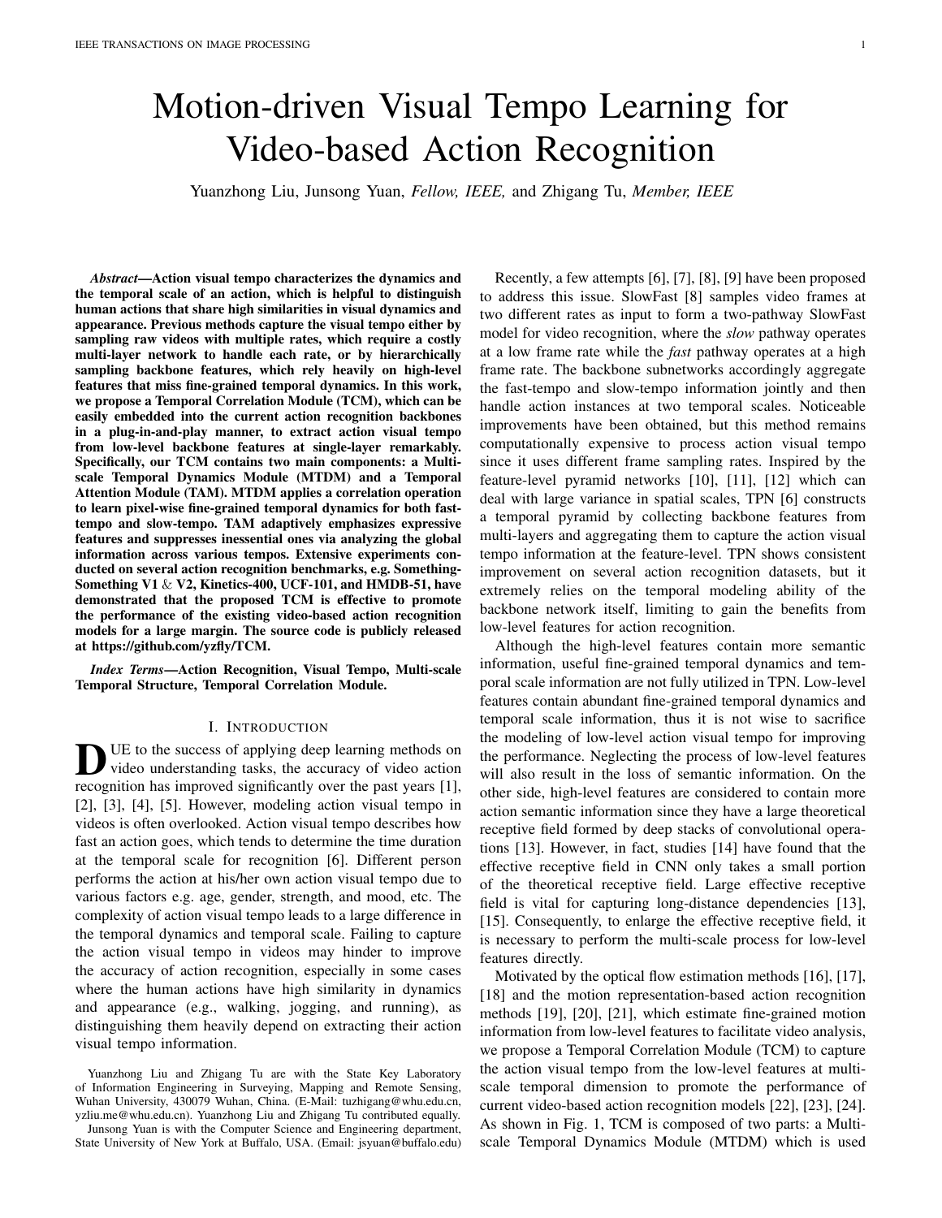# Motion-driven Visual Tempo Learning for Video-based Action Recognition

Yuanzhong Liu, Junsong Yuan, *Fellow, IEEE,* and Zhigang Tu, *Member, IEEE*

***Abstract*—Action visual tempo characterizes the dynamics and the temporal scale of an action, which is helpful to distinguish human actions that share high similarities in visual dynamics and appearance. Previous methods capture the visual tempo either by sampling raw videos with multiple rates, which require a costly multi-layer network to handle each rate, or by hierarchically sampling backbone features, which rely heavily on high-level features that miss fine-grained temporal dynamics. In this work, we propose a Temporal Correlation Module (TCM), which can be easily embedded into the current action recognition backbones in a plug-in-and-play manner, to extract action visual tempo from low-level backbone features at single-layer remarkably. Specifically, our TCM contains two main components: a Multi-scale Temporal Dynamics Module (MTDM) and a Temporal Attention Module (TAM). MTDM applies a correlation operation to learn pixel-wise fine-grained temporal dynamics for both fast-tempo and slow-tempo. TAM adaptively emphasizes expressive features and suppresses inessential ones via analyzing the global information across various tempos. Extensive experiments conducted on several action recognition benchmarks, e.g. Something-Something V1 & V2, Kinetics-400, UCF-101, and HMDB-51, have demonstrated that the proposed TCM is effective to promote the performance of the existing video-based action recognition models for a large margin. The source code is publicly released at https://github.com/yzfly/TCM.**

***Index Terms*—Action Recognition, Visual Tempo, Multi-scale Temporal Structure, Temporal Correlation Module.**

## I. Introduction

Due to the success of applying deep learning methods on video understanding tasks, the accuracy of video action recognition has improved significantly over the past years [1], [2], [3], [4], [5]. However, modeling action visual tempo in videos is often overlooked. Action visual tempo describes how fast an action goes, which tends to determine the time duration at the temporal scale for recognition [6]. Different person performs the action at his/her own action visual tempo due to various factors e.g. age, gender, strength, and mood, etc. The complexity of action visual tempo leads to a large difference in the temporal dynamics and temporal scale. Failing to capture the action visual tempo in videos may hinder to improve the accuracy of action recognition, especially in some cases where the human actions have high similarity in dynamics and appearance (e.g., walking, jogging, and running), as distinguishing them heavily depend on extracting their action visual tempo information.

Yuanzhong Liu and Zhigang Tu are with the State Key Laboratory of Information Engineering in Surveying, Mapping and Remote Sensing, Wuhan University, 430079 Wuhan, China. (E-Mail: tuzhigang@whu.edu.cn, yzliu.me@whu.edu.cn). Yuanzhong Liu and Zhigang Tu contributed equally.

Junsong Yuan is with the Computer Science and Engineering department, State University of New York at Buffalo, USA. (Email: jsyuan@buffalo.edu)

Recently, a few attempts [6], [7], [8], [9] have been proposed to address this issue. SlowFast [8] samples video frames at two different rates as input to form a two-pathway SlowFast model for video recognition, where the *slow* pathway operates at a low frame rate while the *fast* pathway operates at a high frame rate. The backbone subnetworks accordingly aggregate the fast-tempo and slow-tempo information jointly and then handle action instances at two temporal scales. Noticeable improvements have been obtained, but this method remains computationally expensive to process action visual tempo since it uses different frame sampling rates. Inspired by the feature-level pyramid networks [10], [11], [12] which can deal with large variance in spatial scales, TPN [6] constructs a temporal pyramid by collecting backbone features from multi-layers and aggregating them to capture the action visual tempo information at the feature-level. TPN shows consistent improvement on several action recognition datasets, but it extremely relies on the temporal modeling ability of the backbone network itself, limiting to gain the benefits from low-level features for action recognition.

Although the high-level features contain more semantic information, useful fine-grained temporal dynamics and temporal scale information are not fully utilized in TPN. Low-level features contain abundant fine-grained temporal dynamics and temporal scale information, thus it is not wise to sacrifice the modeling of low-level action visual tempo for improving the performance. Neglecting the process of low-level features will also result in the loss of semantic information. On the other side, high-level features are considered to contain more action semantic information since they have a large theoretical receptive field formed by deep stacks of convolutional operations [13]. However, in fact, studies [14] have found that the effective receptive field in CNN only takes a small portion of the theoretical receptive field. Large effective receptive field is vital for capturing long-distance dependencies [13], [15]. Consequently, to enlarge the effective receptive field, it is necessary to perform the multi-scale process for low-level features directly.

Motivated by the optical flow estimation methods [16], [17], [18] and the motion representation-based action recognition methods [19], [20], [21], which estimate fine-grained motion information from low-level features to facilitate video analysis, we propose a Temporal Correlation Module (TCM) to capture the action visual tempo from the low-level features at multi-scale temporal dimension to promote the performance of current video-based action recognition models [22], [23], [24]. As shown in Fig. 1, TCM is composed of two parts: a Multi-scale Temporal Dynamics Module (MTDM) which is used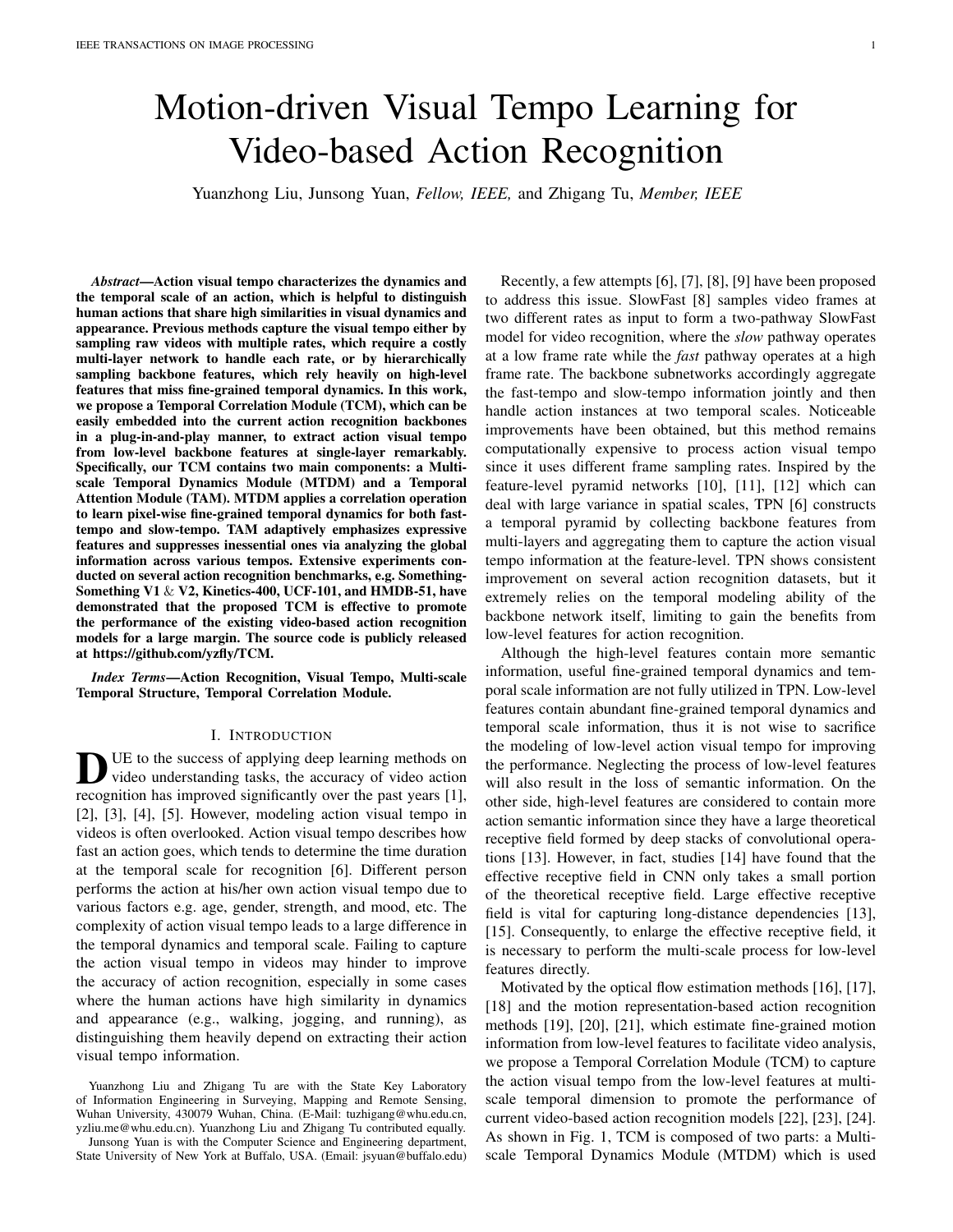# Motion-driven Visual Tempo Learning for Video-based Action Recognition

Yuanzhong Liu, Junsong Yuan, *Fellow, IEEE,* and Zhigang Tu, *Member, IEEE*

***Abstract*—Action visual tempo characterizes the dynamics and the temporal scale of an action, which is helpful to distinguish human actions that share high similarities in visual dynamics and appearance. Previous methods capture the visual tempo either by sampling raw videos with multiple rates, which require a costly multi-layer network to handle each rate, or by hierarchically sampling backbone features, which rely heavily on high-level features that miss fine-grained temporal dynamics. In this work, we propose a Temporal Correlation Module (TCM), which can be easily embedded into the current action recognition backbones in a plug-in-and-play manner, to extract action visual tempo from low-level backbone features at single-layer remarkably. Specifically, our TCM contains two main components: a Multi-scale Temporal Dynamics Module (MTDM) and a Temporal Attention Module (TAM). MTDM applies a correlation operation to learn pixel-wise fine-grained temporal dynamics for both fast-tempo and slow-tempo. TAM adaptively emphasizes expressive features and suppresses inessential ones via analyzing the global information across various tempos. Extensive experiments conducted on several action recognition benchmarks, e.g. Something-Something V1 & V2, Kinetics-400, UCF-101, and HMDB-51, have demonstrated that the proposed TCM is effective to promote the performance of the existing video-based action recognition models for a large margin. The source code is publicly released at https://github.com/yzfly/TCM.**

***Index Terms*—Action Recognition, Visual Tempo, Multi-scale Temporal Structure, Temporal Correlation Module.**

## I. Introduction

Due to the success of applying deep learning methods on video understanding tasks, the accuracy of video action recognition has improved significantly over the past years [1], [2], [3], [4], [5]. However, modeling action visual tempo in videos is often overlooked. Action visual tempo describes how fast an action goes, which tends to determine the time duration at the temporal scale for recognition [6]. Different person performs the action at his/her own action visual tempo due to various factors e.g. age, gender, strength, and mood, etc. The complexity of action visual tempo leads to a large difference in the temporal dynamics and temporal scale. Failing to capture the action visual tempo in videos may hinder to improve the accuracy of action recognition, especially in some cases where the human actions have high similarity in dynamics and appearance (e.g., walking, jogging, and running), as distinguishing them heavily depend on extracting their action visual tempo information.

Yuanzhong Liu and Zhigang Tu are with the State Key Laboratory of Information Engineering in Surveying, Mapping and Remote Sensing, Wuhan University, 430079 Wuhan, China. (E-Mail: tuzhigang@whu.edu.cn, yzliu.me@whu.edu.cn). Yuanzhong Liu and Zhigang Tu contributed equally.

Junsong Yuan is with the Computer Science and Engineering department, State University of New York at Buffalo, USA. (Email: jsyuan@buffalo.edu)

Recently, a few attempts [6], [7], [8], [9] have been proposed to address this issue. SlowFast [8] samples video frames at two different rates as input to form a two-pathway SlowFast model for video recognition, where the *slow* pathway operates at a low frame rate while the *fast* pathway operates at a high frame rate. The backbone subnetworks accordingly aggregate the fast-tempo and slow-tempo information jointly and then handle action instances at two temporal scales. Noticeable improvements have been obtained, but this method remains computationally expensive to process action visual tempo since it uses different frame sampling rates. Inspired by the feature-level pyramid networks [10], [11], [12] which can deal with large variance in spatial scales, TPN [6] constructs a temporal pyramid by collecting backbone features from multi-layers and aggregating them to capture the action visual tempo information at the feature-level. TPN shows consistent improvement on several action recognition datasets, but it extremely relies on the temporal modeling ability of the backbone network itself, limiting to gain the benefits from low-level features for action recognition.

Although the high-level features contain more semantic information, useful fine-grained temporal dynamics and temporal scale information are not fully utilized in TPN. Low-level features contain abundant fine-grained temporal dynamics and temporal scale information, thus it is not wise to sacrifice the modeling of low-level action visual tempo for improving the performance. Neglecting the process of low-level features will also result in the loss of semantic information. On the other side, high-level features are considered to contain more action semantic information since they have a large theoretical receptive field formed by deep stacks of convolutional operations [13]. However, in fact, studies [14] have found that the effective receptive field in CNN only takes a small portion of the theoretical receptive field. Large effective receptive field is vital for capturing long-distance dependencies [13], [15]. Consequently, to enlarge the effective receptive field, it is necessary to perform the multi-scale process for low-level features directly.

Motivated by the optical flow estimation methods [16], [17], [18] and the motion representation-based action recognition methods [19], [20], [21], which estimate fine-grained motion information from low-level features to facilitate video analysis, we propose a Temporal Correlation Module (TCM) to capture the action visual tempo from the low-level features at multi-scale temporal dimension to promote the performance of current video-based action recognition models [22], [23], [24]. As shown in Fig. 1, TCM is composed of two parts: a Multi-scale Temporal Dynamics Module (MTDM) which is used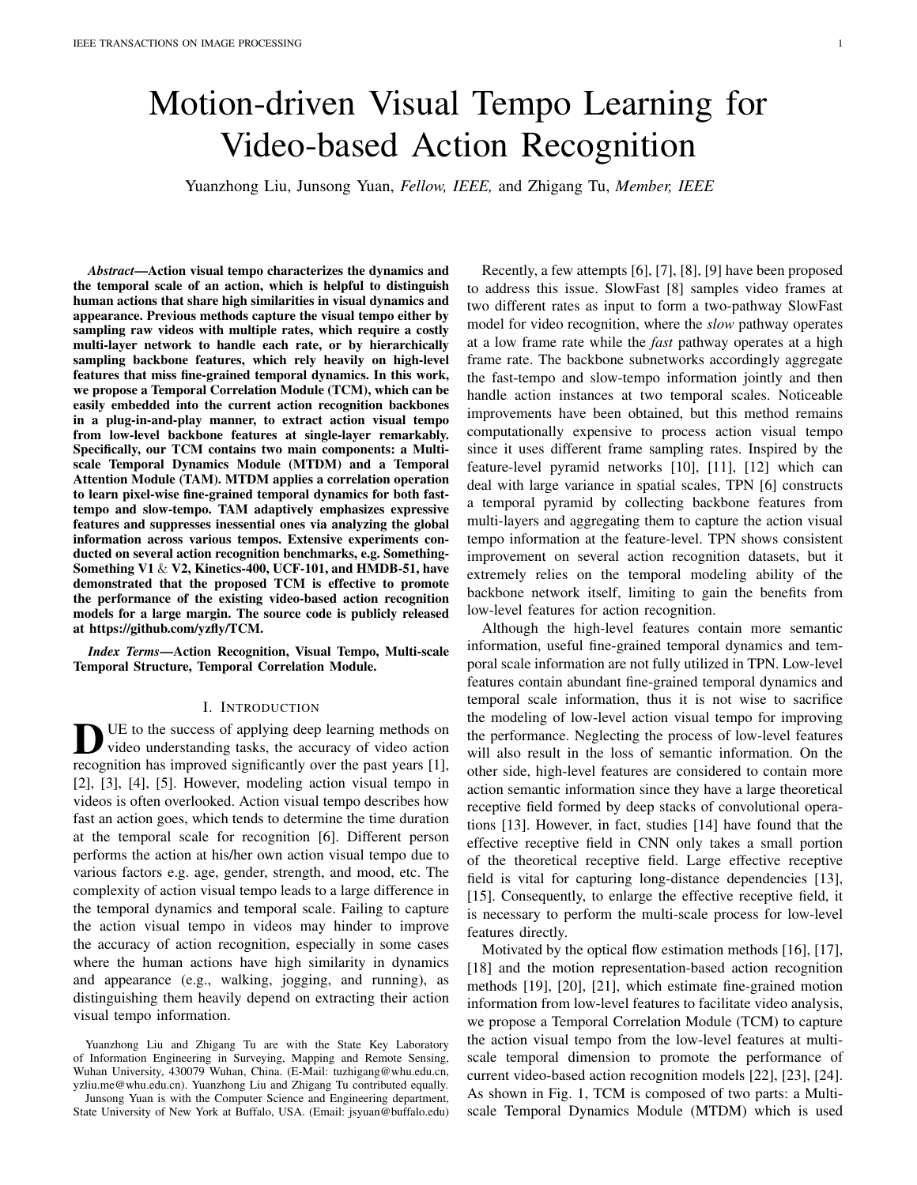# Motion-driven Visual Tempo Learning for Video-based Action Recognition

Yuanzhong Liu, Junsong Yuan, *Fellow, IEEE,* and Zhigang Tu, *Member, IEEE*

***Abstract*—Action visual tempo characterizes the dynamics and the temporal scale of an action, which is helpful to distinguish human actions that share high similarities in visual dynamics and appearance. Previous methods capture the visual tempo either by sampling raw videos with multiple rates, which require a costly multi-layer network to handle each rate, or by hierarchically sampling backbone features, which rely heavily on high-level features that miss fine-grained temporal dynamics. In this work, we propose a Temporal Correlation Module (TCM), which can be easily embedded into the current action recognition backbones in a plug-in-and-play manner, to extract action visual tempo from low-level backbone features at single-layer remarkably. Specifically, our TCM contains two main components: a Multi-scale Temporal Dynamics Module (MTDM) and a Temporal Attention Module (TAM). MTDM applies a correlation operation to learn pixel-wise fine-grained temporal dynamics for both fast-tempo and slow-tempo. TAM adaptively emphasizes expressive features and suppresses inessential ones via analyzing the global information across various tempos. Extensive experiments conducted on several action recognition benchmarks, e.g. Something-Something V1 & V2, Kinetics-400, UCF-101, and HMDB-51, have demonstrated that the proposed TCM is effective to promote the performance of the existing video-based action recognition models for a large margin. The source code is publicly released at https://github.com/yzfly/TCM.***

***Index Terms*—Action Recognition, Visual Tempo, Multi-scale Temporal Structure, Temporal Correlation Module.**

## I. INTRODUCTION

DUE to the success of applying deep learning methods on video understanding tasks, the accuracy of video action recognition has improved significantly over the past years [1], [2], [3], [4], [5]. However, modeling action visual tempo in videos is often overlooked. Action visual tempo describes how fast an action goes, which tends to determine the time duration at the temporal scale for recognition [6]. Different person performs the action at his/her own action visual tempo due to various factors e.g. age, gender, strength, and mood, etc. The complexity of action visual tempo leads to a large difference in the temporal dynamics and temporal scale. Failing to capture the action visual tempo in videos may hinder to improve the accuracy of action recognition, especially in some cases where the human actions have high similarity in dynamics and appearance (e.g., walking, jogging, and running), as distinguishing them heavily depend on extracting their action visual tempo information.

Yuanzhong Liu and Zhigang Tu are with the State Key Laboratory of Information Engineering in Surveying, Mapping and Remote Sensing, Wuhan University, 430079 Wuhan, China. (E-Mail: tuzhigang@whu.edu.cn, yzliu.me@whu.edu.cn). Yuanzhong Liu and Zhigang Tu contributed equally.

Junsong Yuan is with the Computer Science and Engineering department, State University of New York at Buffalo, USA. (Email: jsyuan@buffalo.edu)

Recently, a few attempts [6], [7], [8], [9] have been proposed to address this issue. SlowFast [8] samples video frames at two different rates as input to form a two-pathway SlowFast model for video recognition, where the *slow* pathway operates at a low frame rate while the *fast* pathway operates at a high frame rate. The backbone subnetworks accordingly aggregate the fast-tempo and slow-tempo information jointly and then handle action instances at two temporal scales. Noticeable improvements have been obtained, but this method remains computationally expensive to process action visual tempo since it uses different frame sampling rates. Inspired by the feature-level pyramid networks [10], [11], [12] which can deal with large variance in spatial scales, TPN [6] constructs a temporal pyramid by collecting backbone features from multi-layers and aggregating them to capture the action visual tempo information at the feature-level. TPN shows consistent improvement on several action recognition datasets, but it extremely relies on the temporal modeling ability of the backbone network itself, limiting to gain the benefits from low-level features for action recognition.

Although the high-level features contain more semantic information, useful fine-grained temporal dynamics and temporal scale information are not fully utilized in TPN. Low-level features contain abundant fine-grained temporal dynamics and temporal scale information, thus it is not wise to sacrifice the modeling of low-level action visual tempo for improving the performance. Neglecting the process of low-level features will also result in the loss of semantic information. On the other side, high-level features are considered to contain more action semantic information since they have a large theoretical receptive field formed by deep stacks of convolutional operations [13]. However, in fact, studies [14] have found that the effective receptive field in CNN only takes a small portion of the theoretical receptive field. Large effective receptive field is vital for capturing long-distance dependencies [13], [15]. Consequently, to enlarge the effective receptive field, it is necessary to perform the multi-scale process for low-level features directly.

Motivated by the optical flow estimation methods [16], [17], [18] and the motion representation-based action recognition methods [19], [20], [21], which estimate fine-grained motion information from low-level features to facilitate video analysis, we propose a Temporal Correlation Module (TCM) to capture the action visual tempo from the low-level features at multi-scale temporal dimension to promote the performance of current video-based action recognition models [22], [23], [24]. As shown in Fig. 1, TCM is composed of two parts: a Multi-scale Temporal Dynamics Module (MTDM) which is used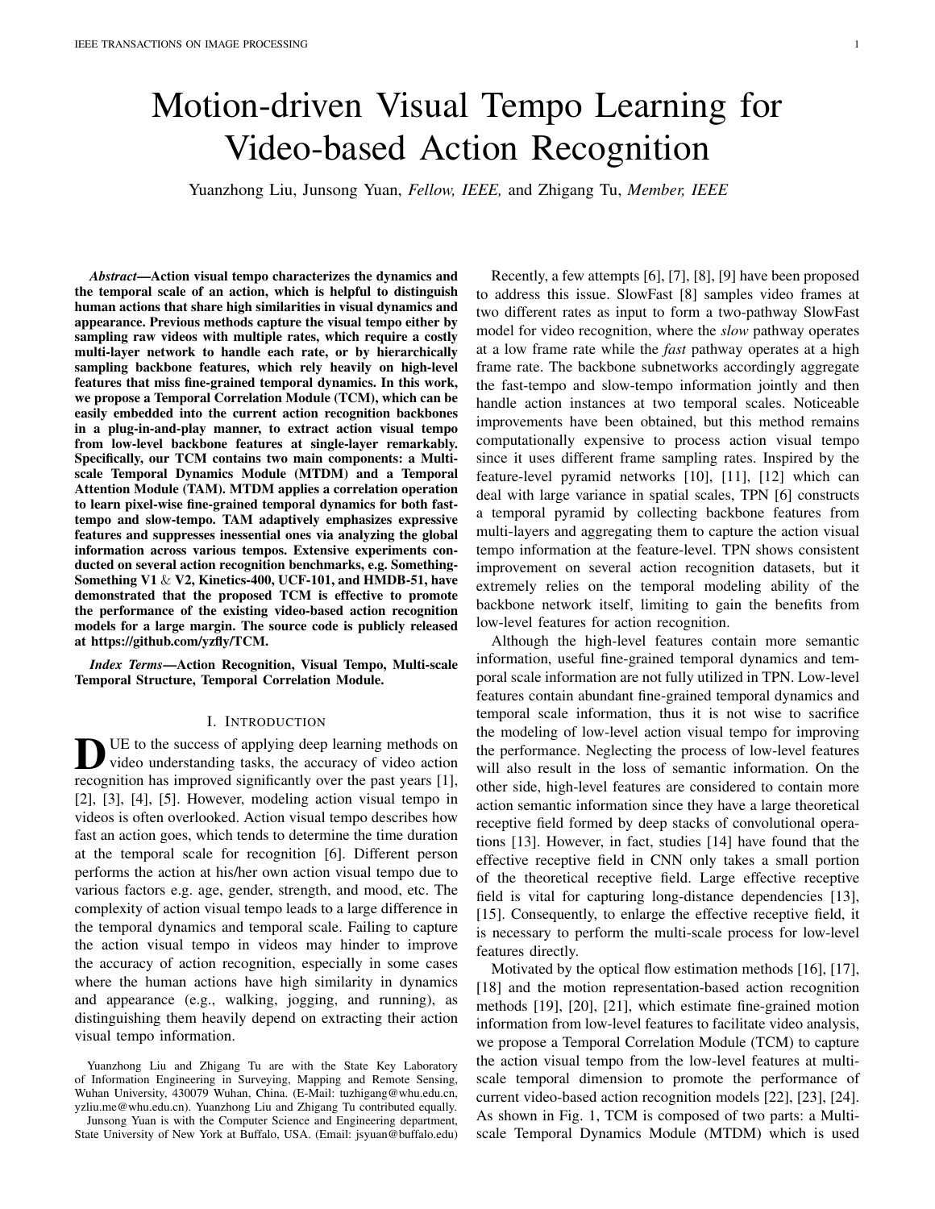# Motion-driven Visual Tempo Learning for Video-based Action Recognition

Yuanzhong Liu, Junsong Yuan, *Fellow, IEEE,* and Zhigang Tu, *Member, IEEE*

***Abstract*—Action visual tempo characterizes the dynamics and the temporal scale of an action, which is helpful to distinguish human actions that share high similarities in visual dynamics and appearance. Previous methods capture the visual tempo either by sampling raw videos with multiple rates, which require a costly multi-layer network to handle each rate, or by hierarchically sampling backbone features, which rely heavily on high-level features that miss fine-grained temporal dynamics. In this work, we propose a Temporal Correlation Module (TCM), which can be easily embedded into the current action recognition backbones in a plug-in-and-play manner, to extract action visual tempo from low-level backbone features at single-layer remarkably. Specifically, our TCM contains two main components: a Multi-scale Temporal Dynamics Module (MTDM) and a Temporal Attention Module (TAM). MTDM applies a correlation operation to learn pixel-wise fine-grained temporal dynamics for both fast-tempo and slow-tempo. TAM adaptively emphasizes expressive features and suppresses inessential ones via analyzing the global information across various tempos. Extensive experiments conducted on several action recognition benchmarks, e.g. Something-Something V1 & V2, Kinetics-400, UCF-101, and HMDB-51, have demonstrated that the proposed TCM is effective to promote the performance of the existing video-based action recognition models for a large margin. The source code is publicly released at https://github.com/yzfly/TCM.**

***Index Terms*—Action Recognition, Visual Tempo, Multi-scale Temporal Structure, Temporal Correlation Module.**

## I. Introduction

Due to the success of applying deep learning methods on video understanding tasks, the accuracy of video action recognition has improved significantly over the past years [1], [2], [3], [4], [5]. However, modeling action visual tempo in videos is often overlooked. Action visual tempo describes how fast an action goes, which tends to determine the time duration at the temporal scale for recognition [6]. Different person performs the action at his/her own action visual tempo due to various factors e.g. age, gender, strength, and mood, etc. The complexity of action visual tempo leads to a large difference in the temporal dynamics and temporal scale. Failing to capture the action visual tempo in videos may hinder to improve the accuracy of action recognition, especially in some cases where the human actions have high similarity in dynamics and appearance (e.g., walking, jogging, and running), as distinguishing them heavily depend on extracting their action visual tempo information.

Yuanzhong Liu and Zhigang Tu are with the State Key Laboratory of Information Engineering in Surveying, Mapping and Remote Sensing, Wuhan University, 430079 Wuhan, China. (E-Mail: tuzhigang@whu.edu.cn, yzliu.me@whu.edu.cn). Yuanzhong Liu and Zhigang Tu contributed equally.

Junsong Yuan is with the Computer Science and Engineering department, State University of New York at Buffalo, USA. (Email: jsyuan@buffalo.edu)

Recently, a few attempts [6], [7], [8], [9] have been proposed to address this issue. SlowFast [8] samples video frames at two different rates as input to form a two-pathway SlowFast model for video recognition, where the *slow* pathway operates at a low frame rate while the *fast* pathway operates at a high frame rate. The backbone subnetworks accordingly aggregate the fast-tempo and slow-tempo information jointly and then handle action instances at two temporal scales. Noticeable improvements have been obtained, but this method remains computationally expensive to process action visual tempo since it uses different frame sampling rates. Inspired by the feature-level pyramid networks [10], [11], [12] which can deal with large variance in spatial scales, TPN [6] constructs a temporal pyramid by collecting backbone features from multi-layers and aggregating them to capture the action visual tempo information at the feature-level. TPN shows consistent improvement on several action recognition datasets, but it extremely relies on the temporal modeling ability of the backbone network itself, limiting to gain the benefits from low-level features for action recognition.

Although the high-level features contain more semantic information, useful fine-grained temporal dynamics and temporal scale information are not fully utilized in TPN. Low-level features contain abundant fine-grained temporal dynamics and temporal scale information, thus it is not wise to sacrifice the modeling of low-level action visual tempo for improving the performance. Neglecting the process of low-level features will also result in the loss of semantic information. On the other side, high-level features are considered to contain more action semantic information since they have a large theoretical receptive field formed by deep stacks of convolutional operations [13]. However, in fact, studies [14] have found that the effective receptive field in CNN only takes a small portion of the theoretical receptive field. Large effective receptive field is vital for capturing long-distance dependencies [13], [15]. Consequently, to enlarge the effective receptive field, it is necessary to perform the multi-scale process for low-level features directly.

Motivated by the optical flow estimation methods [16], [17], [18] and the motion representation-based action recognition methods [19], [20], [21], which estimate fine-grained motion information from low-level features to facilitate video analysis, we propose a Temporal Correlation Module (TCM) to capture the action visual tempo from the low-level features at multi-scale temporal dimension to promote the performance of current video-based action recognition models [22], [23], [24]. As shown in Fig. 1, TCM is composed of two parts: a Multi-scale Temporal Dynamics Module (MTDM) which is used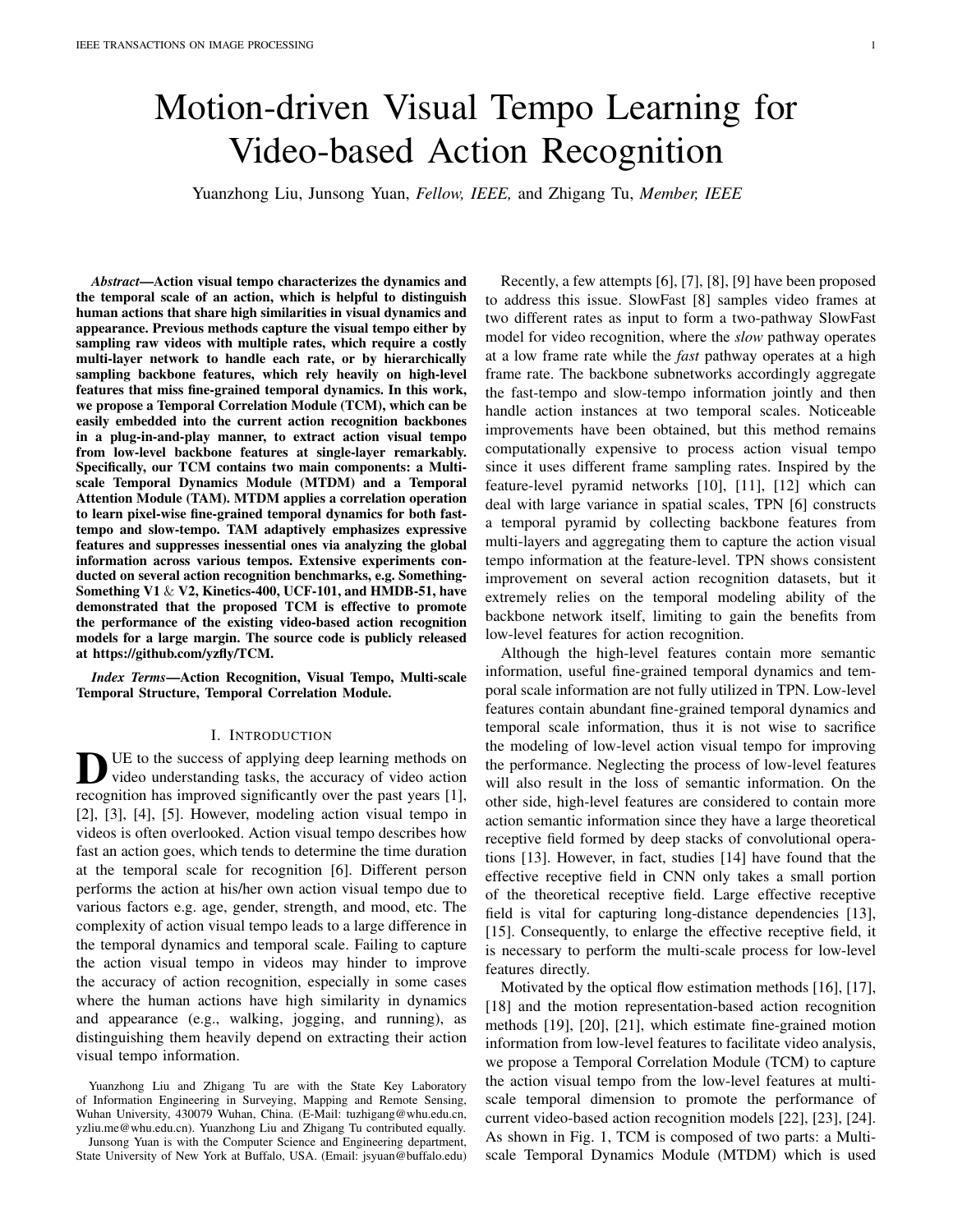# Motion-driven Visual Tempo Learning for Video-based Action Recognition

Yuanzhong Liu, Junsong Yuan, *Fellow, IEEE,* and Zhigang Tu, *Member, IEEE*

***Abstract*—Action visual tempo characterizes the dynamics and the temporal scale of an action, which is helpful to distinguish human actions that share high similarities in visual dynamics and appearance. Previous methods capture the visual tempo either by sampling raw videos with multiple rates, which require a costly multi-layer network to handle each rate, or by hierarchically sampling backbone features, which rely heavily on high-level features that miss fine-grained temporal dynamics. In this work, we propose a Temporal Correlation Module (TCM), which can be easily embedded into the current action recognition backbones in a plug-in-and-play manner, to extract action visual tempo from low-level backbone features at single-layer remarkably. Specifically, our TCM contains two main components: a Multi-scale Temporal Dynamics Module (MTDM) and a Temporal Attention Module (TAM). MTDM applies a correlation operation to learn pixel-wise fine-grained temporal dynamics for both fast-tempo and slow-tempo. TAM adaptively emphasizes expressive features and suppresses inessential ones via analyzing the global information across various tempos. Extensive experiments conducted on several action recognition benchmarks, e.g. Something-Something V1 & V2, Kinetics-400, UCF-101, and HMDB-51, have demonstrated that the proposed TCM is effective to promote the performance of the existing video-based action recognition models for a large margin. The source code is publicly released at https://github.com/yzfly/TCM.***

***Index Terms*—Action Recognition, Visual Tempo, Multi-scale Temporal Structure, Temporal Correlation Module.**

## I. Introduction

Due to the success of applying deep learning methods on video understanding tasks, the accuracy of video action recognition has improved significantly over the past years [1], [2], [3], [4], [5]. However, modeling action visual tempo in videos is often overlooked. Action visual tempo describes how fast an action goes, which tends to determine the time duration at the temporal scale for recognition [6]. Different person performs the action at his/her own action visual tempo due to various factors e.g. age, gender, strength, and mood, etc. The complexity of action visual tempo leads to a large difference in the temporal dynamics and temporal scale. Failing to capture the action visual tempo in videos may hinder to improve the accuracy of action recognition, especially in some cases where the human actions have high similarity in dynamics and appearance (e.g., walking, jogging, and running), as distinguishing them heavily depend on extracting their action visual tempo information.

Yuanzhong Liu and Zhigang Tu are with the State Key Laboratory of Information Engineering in Surveying, Mapping and Remote Sensing, Wuhan University, 430079 Wuhan, China. (E-Mail: tuzhigang@whu.edu.cn, yzliu.me@whu.edu.cn). Yuanzhong Liu and Zhigang Tu contributed equally.

Junsong Yuan is with the Computer Science and Engineering department, State University of New York at Buffalo, USA. (Email: jsyuan@buffalo.edu)

Recently, a few attempts [6], [7], [8], [9] have been proposed to address this issue. SlowFast [8] samples video frames at two different rates as input to form a two-pathway SlowFast model for video recognition, where the *slow* pathway operates at a low frame rate while the *fast* pathway operates at a high frame rate. The backbone subnetworks accordingly aggregate the fast-tempo and slow-tempo information jointly and then handle action instances at two temporal scales. Noticeable improvements have been obtained, but this method remains computationally expensive to process action visual tempo since it uses different frame sampling rates. Inspired by the feature-level pyramid networks [10], [11], [12] which can deal with large variance in spatial scales, TPN [6] constructs a temporal pyramid by collecting backbone features from multi-layers and aggregating them to capture the action visual tempo information at the feature-level. TPN shows consistent improvement on several action recognition datasets, but it extremely relies on the temporal modeling ability of the backbone network itself, limiting to gain the benefits from low-level features for action recognition.

Although the high-level features contain more semantic information, useful fine-grained temporal dynamics and temporal scale information are not fully utilized in TPN. Low-level features contain abundant fine-grained temporal dynamics and temporal scale information, thus it is not wise to sacrifice the modeling of low-level action visual tempo for improving the performance. Neglecting the process of low-level features will also result in the loss of semantic information. On the other side, high-level features are considered to contain more action semantic information since they have a large theoretical receptive field formed by deep stacks of convolutional operations [13]. However, in fact, studies [14] have found that the effective receptive field in CNN only takes a small portion of the theoretical receptive field. Large effective receptive field is vital for capturing long-distance dependencies [13], [15]. Consequently, to enlarge the effective receptive field, it is necessary to perform the multi-scale process for low-level features directly.

Motivated by the optical flow estimation methods [16], [17], [18] and the motion representation-based action recognition methods [19], [20], [21], which estimate fine-grained motion information from low-level features to facilitate video analysis, we propose a Temporal Correlation Module (TCM) to capture the action visual tempo from the low-level features at multi-scale temporal dimension to promote the performance of current video-based action recognition models [22], [23], [24]. As shown in Fig. 1, TCM is composed of two parts: a Multi-scale Temporal Dynamics Module (MTDM) which is used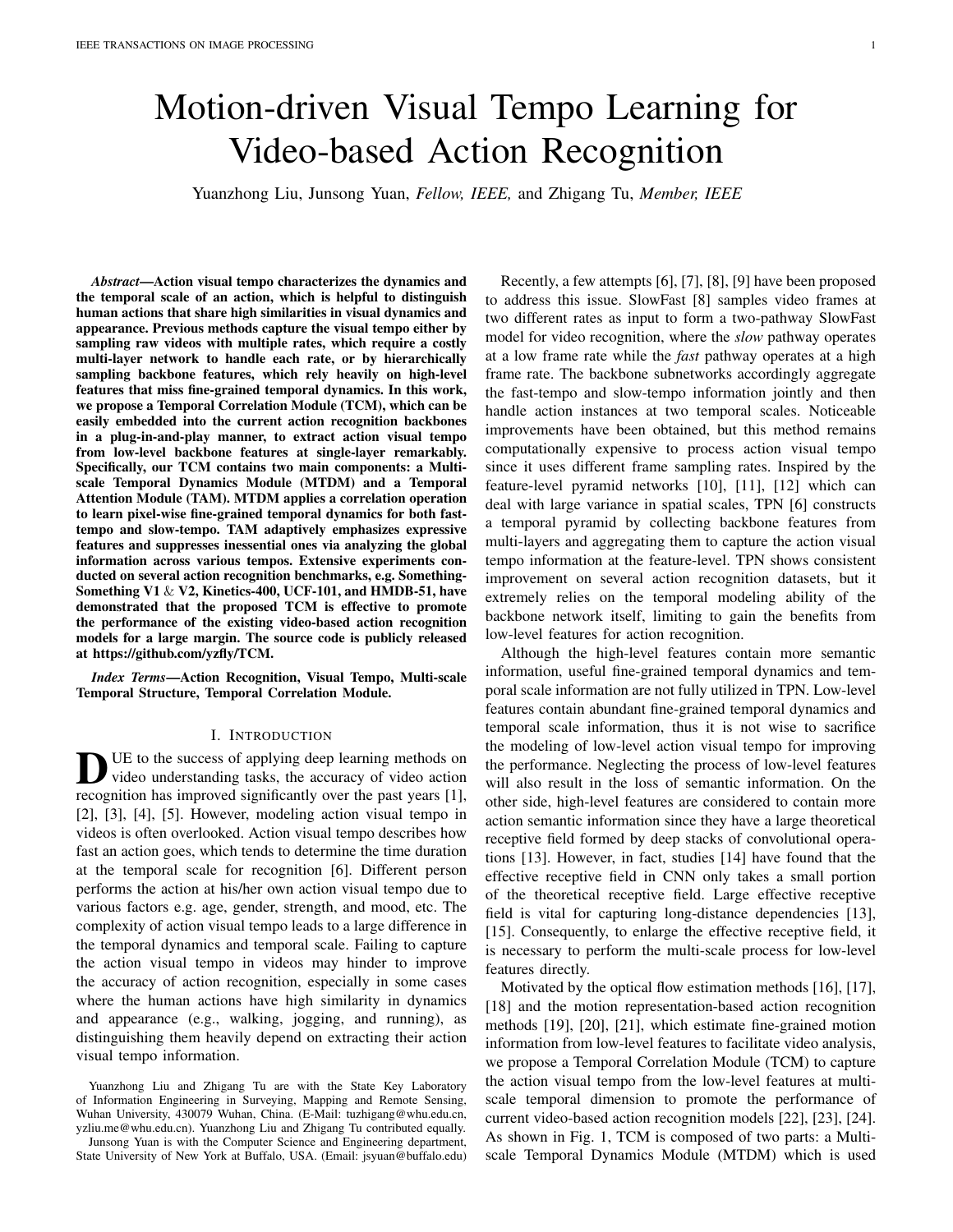# Motion-driven Visual Tempo Learning for Video-based Action Recognition

Yuanzhong Liu, Junsong Yuan, *Fellow, IEEE,* and Zhigang Tu, *Member, IEEE*

***Abstract*—Action visual tempo characterizes the dynamics and the temporal scale of an action, which is helpful to distinguish human actions that share high similarities in visual dynamics and appearance. Previous methods capture the visual tempo either by sampling raw videos with multiple rates, which require a costly multi-layer network to handle each rate, or by hierarchically sampling backbone features, which rely heavily on high-level features that miss fine-grained temporal dynamics. In this work, we propose a Temporal Correlation Module (TCM), which can be easily embedded into the current action recognition backbones in a plug-in-and-play manner, to extract action visual tempo from low-level backbone features at single-layer remarkably. Specifically, our TCM contains two main components: a Multi-scale Temporal Dynamics Module (MTDM) and a Temporal Attention Module (TAM). MTDM applies a correlation operation to learn pixel-wise fine-grained temporal dynamics for both fast-tempo and slow-tempo. TAM adaptively emphasizes expressive features and suppresses inessential ones via analyzing the global information across various tempos. Extensive experiments conducted on several action recognition benchmarks, e.g. Something-Something V1 & V2, Kinetics-400, UCF-101, and HMDB-51, have demonstrated that the proposed TCM is effective to promote the performance of the existing video-based action recognition models for a large margin. The source code is publicly released at https://github.com/yzfly/TCM.***

***Index Terms*—Action Recognition, Visual Tempo, Multi-scale Temporal Structure, Temporal Correlation Module.**

## I. Introduction

Due to the success of applying deep learning methods on video understanding tasks, the accuracy of video action recognition has improved significantly over the past years [1], [2], [3], [4], [5]. However, modeling action visual tempo in videos is often overlooked. Action visual tempo describes how fast an action goes, which tends to determine the time duration at the temporal scale for recognition [6]. Different person performs the action at his/her own action visual tempo due to various factors e.g. age, gender, strength, and mood, etc. The complexity of action visual tempo leads to a large difference in the temporal dynamics and temporal scale. Failing to capture the action visual tempo in videos may hinder to improve the accuracy of action recognition, especially in some cases where the human actions have high similarity in dynamics and appearance (e.g., walking, jogging, and running), as distinguishing them heavily depend on extracting their action visual tempo information.

Yuanzhong Liu and Zhigang Tu are with the State Key Laboratory of Information Engineering in Surveying, Mapping and Remote Sensing, Wuhan University, 430079 Wuhan, China. (E-Mail: tuzhigang@whu.edu.cn, yzliu.me@whu.edu.cn). Yuanzhong Liu and Zhigang Tu contributed equally.

Junsong Yuan is with the Computer Science and Engineering department, State University of New York at Buffalo, USA. (Email: jsyuan@buffalo.edu)

Recently, a few attempts [6], [7], [8], [9] have been proposed to address this issue. SlowFast [8] samples video frames at two different rates as input to form a two-pathway SlowFast model for video recognition, where the *slow* pathway operates at a low frame rate while the *fast* pathway operates at a high frame rate. The backbone subnetworks accordingly aggregate the fast-tempo and slow-tempo information jointly and then handle action instances at two temporal scales. Noticeable improvements have been obtained, but this method remains computationally expensive to process action visual tempo since it uses different frame sampling rates. Inspired by the feature-level pyramid networks [10], [11], [12] which can deal with large variance in spatial scales, TPN [6] constructs a temporal pyramid by collecting backbone features from multi-layers and aggregating them to capture the action visual tempo information at the feature-level. TPN shows consistent improvement on several action recognition datasets, but it extremely relies on the temporal modeling ability of the backbone network itself, limiting to gain the benefits from low-level features for action recognition.

Although the high-level features contain more semantic information, useful fine-grained temporal dynamics and temporal scale information are not fully utilized in TPN. Low-level features contain abundant fine-grained temporal dynamics and temporal scale information, thus it is not wise to sacrifice the modeling of low-level action visual tempo for improving the performance. Neglecting the process of low-level features will also result in the loss of semantic information. On the other side, high-level features are considered to contain more action semantic information since they have a large theoretical receptive field formed by deep stacks of convolutional operations [13]. However, in fact, studies [14] have found that the effective receptive field in CNN only takes a small portion of the theoretical receptive field. Large effective receptive field is vital for capturing long-distance dependencies [13], [15]. Consequently, to enlarge the effective receptive field, it is necessary to perform the multi-scale process for low-level features directly.

Motivated by the optical flow estimation methods [16], [17], [18] and the motion representation-based action recognition methods [19], [20], [21], which estimate fine-grained motion information from low-level features to facilitate video analysis, we propose a Temporal Correlation Module (TCM) to capture the action visual tempo from the low-level features at multi-scale temporal dimension to promote the performance of current video-based action recognition models [22], [23], [24]. As shown in Fig. 1, TCM is composed of two parts: a Multi-scale Temporal Dynamics Module (MTDM) which is used